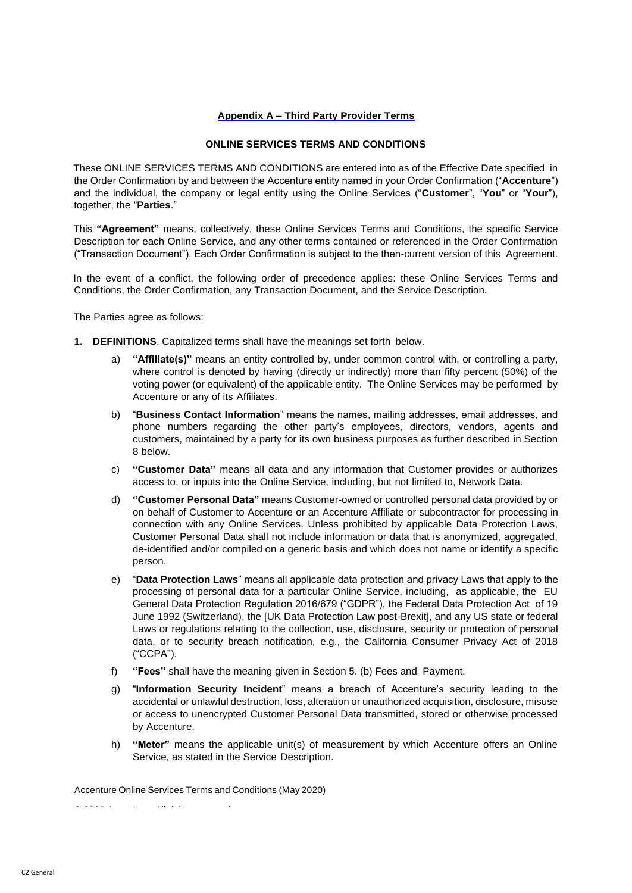**Appendix A – Third Party Provider Terms**

**ONLINE SERVICES TERMS AND CONDITIONS**

These ONLINE SERVICES TERMS AND CONDITIONS are entered into as of the Effective Date specified in the Order Confirmation by and between the Accenture entity named in your Order Confirmation ("**Accenture**") and the individual, the company or legal entity using the Online Services ("**Customer**", "**You**" or "**Your**"), together, the "**Parties**."

This **"Agreement"** means, collectively, these Online Services Terms and Conditions, the specific Service Description for each Online Service, and any other terms contained or referenced in the Order Confirmation ("Transaction Document"). Each Order Confirmation is subject to the then-current version of this Agreement.

In the event of a conflict, the following order of precedence applies: these Online Services Terms and Conditions, the Order Confirmation, any Transaction Document, and the Service Description.

The Parties agree as follows:

1. **DEFINITIONS**. Capitalized terms shall have the meanings set forth below.

   a) **"Affiliate(s)"** means an entity controlled by, under common control with, or controlling a party, where control is denoted by having (directly or indirectly) more than fifty percent (50%) of the voting power (or equivalent) of the applicable entity. The Online Services may be performed by Accenture or any of its Affiliates.

   b) "**Business Contact Information**" means the names, mailing addresses, email addresses, and phone numbers regarding the other party's employees, directors, vendors, agents and customers, maintained by a party for its own business purposes as further described in Section 8 below.

   c) **"Customer Data"** means all data and any information that Customer provides or authorizes access to, or inputs into the Online Service, including, but not limited to, Network Data.

   d) **"Customer Personal Data"** means Customer-owned or controlled personal data provided by or on behalf of Customer to Accenture or an Accenture Affiliate or subcontractor for processing in connection with any Online Services. Unless prohibited by applicable Data Protection Laws, Customer Personal Data shall not include information or data that is anonymized, aggregated, de-identified and/or compiled on a generic basis and which does not name or identify a specific person.

   e) "**Data Protection Laws**" means all applicable data protection and privacy Laws that apply to the processing of personal data for a particular Online Service, including, as applicable, the EU General Data Protection Regulation 2016/679 ("GDPR"), the Federal Data Protection Act of 19 June 1992 (Switzerland), the [UK Data Protection Law post-Brexit], and any US state or federal Laws or regulations relating to the collection, use, disclosure, security or protection of personal data, or to security breach notification, e.g., the California Consumer Privacy Act of 2018 ("CCPA").

   f) **"Fees"** shall have the meaning given in Section 5. (b) Fees and Payment.

   g) "**Information Security Incident**" means a breach of Accenture's security leading to the accidental or unlawful destruction, loss, alteration or unauthorized acquisition, disclosure, misuse or access to unencrypted Customer Personal Data transmitted, stored or otherwise processed by Accenture.

   h) **"Meter"** means the applicable unit(s) of measurement by which Accenture offers an Online Service, as stated in the Service Description.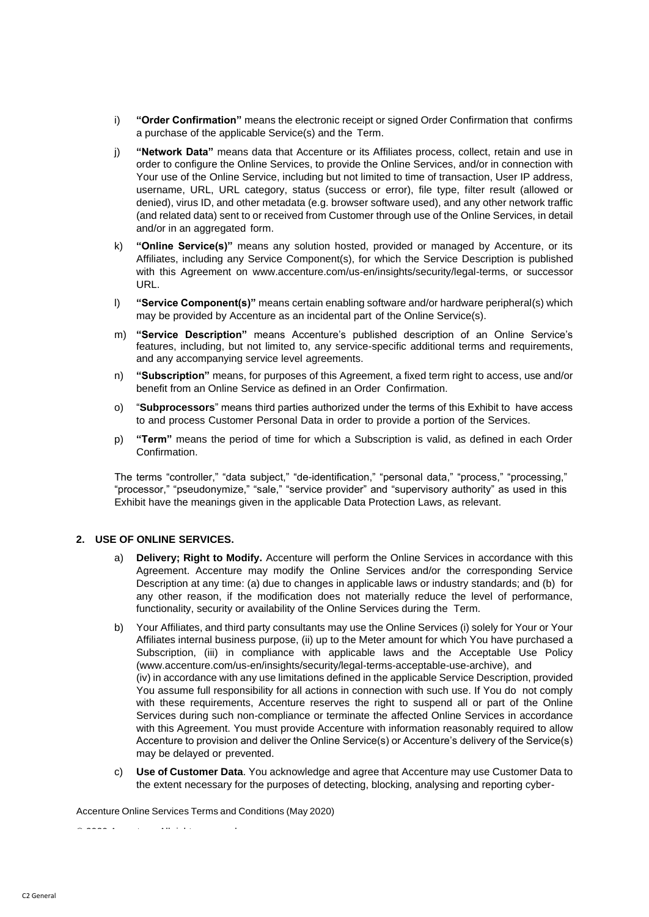i) **"Order Confirmation"** means the electronic receipt or signed Order Confirmation that confirms a purchase of the applicable Service(s) and the Term.

j) **"Network Data"** means data that Accenture or its Affiliates process, collect, retain and use in order to configure the Online Services, to provide the Online Services, and/or in connection with Your use of the Online Service, including but not limited to time of transaction, User IP address, username, URL, URL category, status (success or error), file type, filter result (allowed or denied), virus ID, and other metadata (e.g. browser software used), and any other network traffic (and related data) sent to or received from Customer through use of the Online Services, in detail and/or in an aggregated form.

k) **"Online Service(s)"** means any solution hosted, provided or managed by Accenture, or its Affiliates, including any Service Component(s), for which the Service Description is published with this Agreement on www.accenture.com/us-en/insights/security/legal-terms, or successor URL.

l) **"Service Component(s)"** means certain enabling software and/or hardware peripheral(s) which may be provided by Accenture as an incidental part of the Online Service(s).

m) **"Service Description"** means Accenture's published description of an Online Service's features, including, but not limited to, any service-specific additional terms and requirements, and any accompanying service level agreements.

n) **"Subscription"** means, for purposes of this Agreement, a fixed term right to access, use and/or benefit from an Online Service as defined in an Order Confirmation.

o) "**Subprocessors**" means third parties authorized under the terms of this Exhibit to have access to and process Customer Personal Data in order to provide a portion of the Services.

p) **"Term"** means the period of time for which a Subscription is valid, as defined in each Order Confirmation.

The terms "controller," "data subject," "de-identification," "personal data," "process," "processing," "processor," "pseudonymize," "sale," "service provider" and "supervisory authority" as used in this Exhibit have the meanings given in the applicable Data Protection Laws, as relevant.

## 2. USE OF ONLINE SERVICES.

a) **Delivery; Right to Modify.** Accenture will perform the Online Services in accordance with this Agreement. Accenture may modify the Online Services and/or the corresponding Service Description at any time: (a) due to changes in applicable laws or industry standards; and (b) for any other reason, if the modification does not materially reduce the level of performance, functionality, security or availability of the Online Services during the Term.

b) Your Affiliates, and third party consultants may use the Online Services (i) solely for Your or Your Affiliates internal business purpose, (ii) up to the Meter amount for which You have purchased a Subscription, (iii) in compliance with applicable laws and the Acceptable Use Policy (www.accenture.com/us-en/insights/security/legal-terms-acceptable-use-archive), and (iv) in accordance with any use limitations defined in the applicable Service Description, provided You assume full responsibility for all actions in connection with such use. If You do not comply with these requirements, Accenture reserves the right to suspend all or part of the Online Services during such non-compliance or terminate the affected Online Services in accordance with this Agreement. You must provide Accenture with information reasonably required to allow Accenture to provision and deliver the Online Service(s) or Accenture's delivery of the Service(s) may be delayed or prevented.

c) **Use of Customer Data**. You acknowledge and agree that Accenture may use Customer Data to the extent necessary for the purposes of detecting, blocking, analysing and reporting cyber-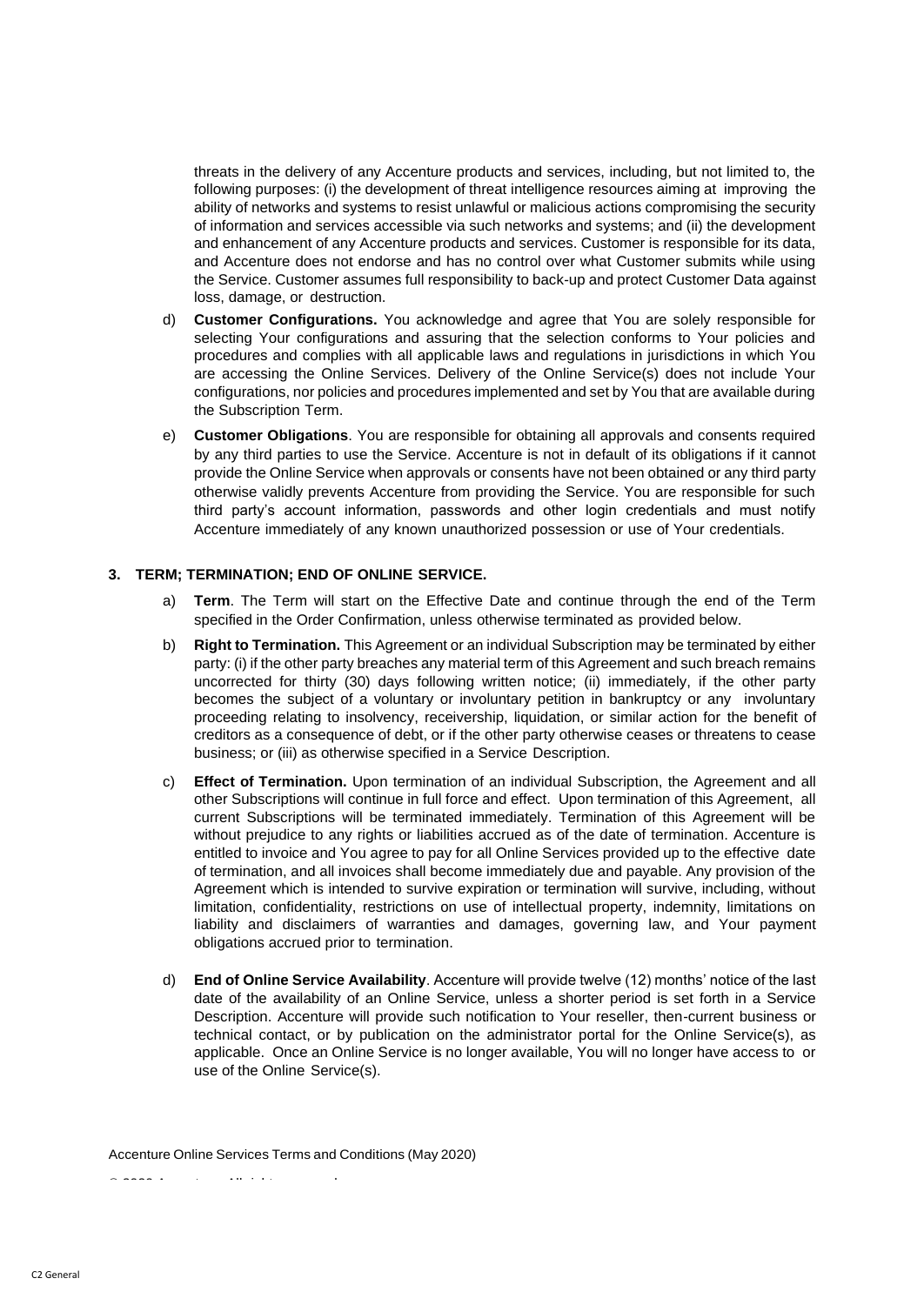threats in the delivery of any Accenture products and services, including, but not limited to, the following purposes: (i) the development of threat intelligence resources aiming at improving the ability of networks and systems to resist unlawful or malicious actions compromising the security of information and services accessible via such networks and systems; and (ii) the development and enhancement of any Accenture products and services. Customer is responsible for its data, and Accenture does not endorse and has no control over what Customer submits while using the Service. Customer assumes full responsibility to back-up and protect Customer Data against loss, damage, or destruction.

d) **Customer Configurations.** You acknowledge and agree that You are solely responsible for selecting Your configurations and assuring that the selection conforms to Your policies and procedures and complies with all applicable laws and regulations in jurisdictions in which You are accessing the Online Services. Delivery of the Online Service(s) does not include Your configurations, nor policies and procedures implemented and set by You that are available during the Subscription Term.

e) **Customer Obligations**. You are responsible for obtaining all approvals and consents required by any third parties to use the Service. Accenture is not in default of its obligations if it cannot provide the Online Service when approvals or consents have not been obtained or any third party otherwise validly prevents Accenture from providing the Service. You are responsible for such third party's account information, passwords and other login credentials and must notify Accenture immediately of any known unauthorized possession or use of Your credentials.

## 3. TERM; TERMINATION; END OF ONLINE SERVICE.

a) **Term**. The Term will start on the Effective Date and continue through the end of the Term specified in the Order Confirmation, unless otherwise terminated as provided below.

b) **Right to Termination.** This Agreement or an individual Subscription may be terminated by either party: (i) if the other party breaches any material term of this Agreement and such breach remains uncorrected for thirty (30) days following written notice; (ii) immediately, if the other party becomes the subject of a voluntary or involuntary petition in bankruptcy or any involuntary proceeding relating to insolvency, receivership, liquidation, or similar action for the benefit of creditors as a consequence of debt, or if the other party otherwise ceases or threatens to cease business; or (iii) as otherwise specified in a Service Description.

c) **Effect of Termination.** Upon termination of an individual Subscription, the Agreement and all other Subscriptions will continue in full force and effect. Upon termination of this Agreement, all current Subscriptions will be terminated immediately. Termination of this Agreement will be without prejudice to any rights or liabilities accrued as of the date of termination. Accenture is entitled to invoice and You agree to pay for all Online Services provided up to the effective date of termination, and all invoices shall become immediately due and payable. Any provision of the Agreement which is intended to survive expiration or termination will survive, including, without limitation, confidentiality, restrictions on use of intellectual property, indemnity, limitations on liability and disclaimers of warranties and damages, governing law, and Your payment obligations accrued prior to termination.

d) **End of Online Service Availability**. Accenture will provide twelve (12) months' notice of the last date of the availability of an Online Service, unless a shorter period is set forth in a Service Description. Accenture will provide such notification to Your reseller, then-current business or technical contact, or by publication on the administrator portal for the Online Service(s), as applicable. Once an Online Service is no longer available, You will no longer have access to or use of the Online Service(s).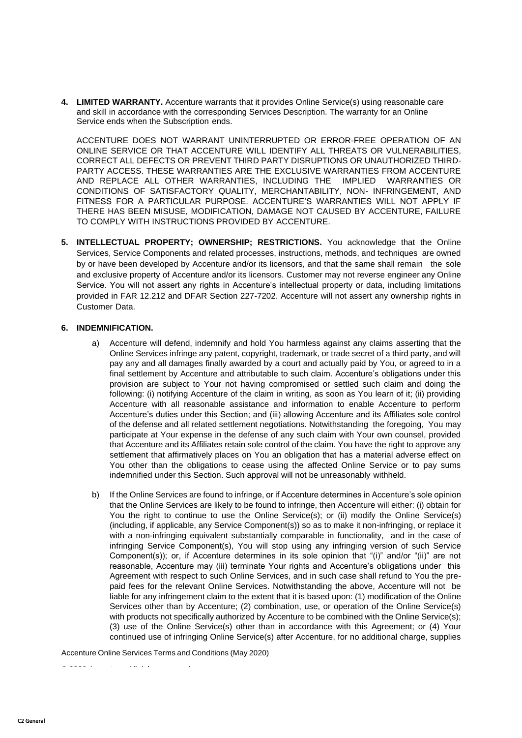**4. LIMITED WARRANTY.** Accenture warrants that it provides Online Service(s) using reasonable care and skill in accordance with the corresponding Services Description. The warranty for an Online Service ends when the Subscription ends.

ACCENTURE DOES NOT WARRANT UNINTERRUPTED OR ERROR-FREE OPERATION OF AN ONLINE SERVICE OR THAT ACCENTURE WILL IDENTIFY ALL THREATS OR VULNERABILITIES, CORRECT ALL DEFECTS OR PREVENT THIRD PARTY DISRUPTIONS OR UNAUTHORIZED THIRD-PARTY ACCESS. THESE WARRANTIES ARE THE EXCLUSIVE WARRANTIES FROM ACCENTURE AND REPLACE ALL OTHER WARRANTIES, INCLUDING THE IMPLIED WARRANTIES OR CONDITIONS OF SATISFACTORY QUALITY, MERCHANTABILITY, NON- INFRINGEMENT, AND FITNESS FOR A PARTICULAR PURPOSE. ACCENTURE'S WARRANTIES WILL NOT APPLY IF THERE HAS BEEN MISUSE, MODIFICATION, DAMAGE NOT CAUSED BY ACCENTURE, FAILURE TO COMPLY WITH INSTRUCTIONS PROVIDED BY ACCENTURE.

**5. INTELLECTUAL PROPERTY; OWNERSHIP; RESTRICTIONS.** You acknowledge that the Online Services, Service Components and related processes, instructions, methods, and techniques are owned by or have been developed by Accenture and/or its licensors, and that the same shall remain the sole and exclusive property of Accenture and/or its licensors. Customer may not reverse engineer any Online Service. You will not assert any rights in Accenture's intellectual property or data, including limitations provided in FAR 12.212 and DFAR Section 227-7202. Accenture will not assert any ownership rights in Customer Data.

**6. INDEMNIFICATION.**

a) Accenture will defend, indemnify and hold You harmless against any claims asserting that the Online Services infringe any patent, copyright, trademark, or trade secret of a third party, and will pay any and all damages finally awarded by a court and actually paid by You, or agreed to in a final settlement by Accenture and attributable to such claim. Accenture's obligations under this provision are subject to Your not having compromised or settled such claim and doing the following: (i) notifying Accenture of the claim in writing, as soon as You learn of it; (ii) providing Accenture with all reasonable assistance and information to enable Accenture to perform Accenture's duties under this Section; and (iii) allowing Accenture and its Affiliates sole control of the defense and all related settlement negotiations. Notwithstanding the foregoing, You may participate at Your expense in the defense of any such claim with Your own counsel, provided that Accenture and its Affiliates retain sole control of the claim. You have the right to approve any settlement that affirmatively places on You an obligation that has a material adverse effect on You other than the obligations to cease using the affected Online Service or to pay sums indemnified under this Section. Such approval will not be unreasonably withheld.

b) If the Online Services are found to infringe, or if Accenture determines in Accenture's sole opinion that the Online Services are likely to be found to infringe, then Accenture will either: (i) obtain for You the right to continue to use the Online Service(s); or (ii) modify the Online Service(s) (including, if applicable, any Service Component(s)) so as to make it non-infringing, or replace it with a non-infringing equivalent substantially comparable in functionality, and in the case of infringing Service Component(s), You will stop using any infringing version of such Service Component(s)); or, if Accenture determines in its sole opinion that "(i)" and/or "(ii)" are not reasonable, Accenture may (iii) terminate Your rights and Accenture's obligations under this Agreement with respect to such Online Services, and in such case shall refund to You the pre-paid fees for the relevant Online Services. Notwithstanding the above, Accenture will not be liable for any infringement claim to the extent that it is based upon: (1) modification of the Online Services other than by Accenture; (2) combination, use, or operation of the Online Service(s) with products not specifically authorized by Accenture to be combined with the Online Service(s); (3) use of the Online Service(s) other than in accordance with this Agreement; or (4) Your continued use of infringing Online Service(s) after Accenture, for no additional charge, supplies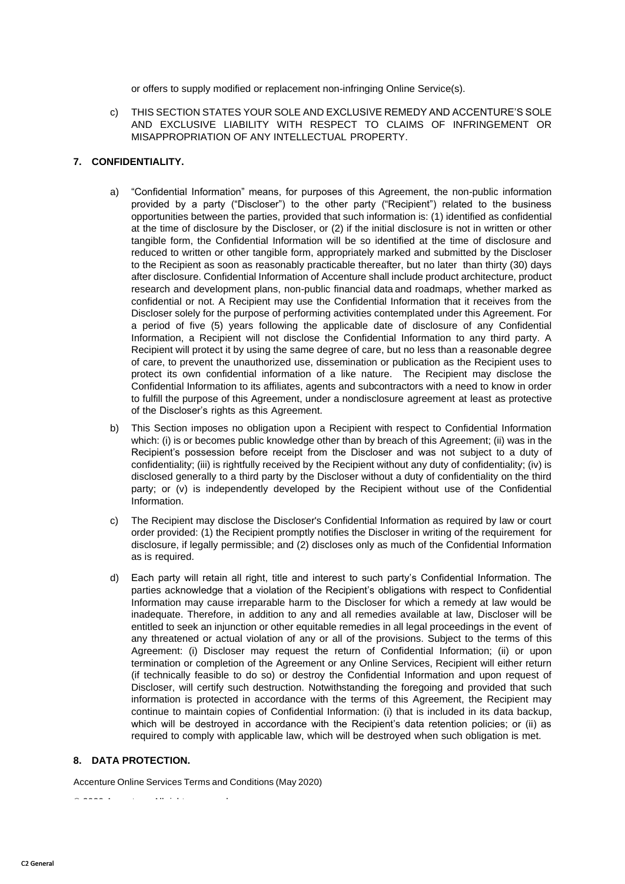or offers to supply modified or replacement non-infringing Online Service(s).

c) THIS SECTION STATES YOUR SOLE AND EXCLUSIVE REMEDY AND ACCENTURE'S SOLE AND EXCLUSIVE LIABILITY WITH RESPECT TO CLAIMS OF INFRINGEMENT OR MISAPPROPRIATION OF ANY INTELLECTUAL PROPERTY.

**7. CONFIDENTIALITY.**

a) "Confidential Information" means, for purposes of this Agreement, the non-public information provided by a party ("Discloser") to the other party ("Recipient") related to the business opportunities between the parties, provided that such information is: (1) identified as confidential at the time of disclosure by the Discloser, or (2) if the initial disclosure is not in written or other tangible form, the Confidential Information will be so identified at the time of disclosure and reduced to written or other tangible form, appropriately marked and submitted by the Discloser to the Recipient as soon as reasonably practicable thereafter, but no later than thirty (30) days after disclosure. Confidential Information of Accenture shall include product architecture, product research and development plans, non-public financial data and roadmaps, whether marked as confidential or not. A Recipient may use the Confidential Information that it receives from the Discloser solely for the purpose of performing activities contemplated under this Agreement. For a period of five (5) years following the applicable date of disclosure of any Confidential Information, a Recipient will not disclose the Confidential Information to any third party. A Recipient will protect it by using the same degree of care, but no less than a reasonable degree of care, to prevent the unauthorized use, dissemination or publication as the Recipient uses to protect its own confidential information of a like nature. The Recipient may disclose the Confidential Information to its affiliates, agents and subcontractors with a need to know in order to fulfill the purpose of this Agreement, under a nondisclosure agreement at least as protective of the Discloser's rights as this Agreement.

b) This Section imposes no obligation upon a Recipient with respect to Confidential Information which: (i) is or becomes public knowledge other than by breach of this Agreement; (ii) was in the Recipient's possession before receipt from the Discloser and was not subject to a duty of confidentiality; (iii) is rightfully received by the Recipient without any duty of confidentiality; (iv) is disclosed generally to a third party by the Discloser without a duty of confidentiality on the third party; or (v) is independently developed by the Recipient without use of the Confidential Information.

c) The Recipient may disclose the Discloser's Confidential Information as required by law or court order provided: (1) the Recipient promptly notifies the Discloser in writing of the requirement for disclosure, if legally permissible; and (2) discloses only as much of the Confidential Information as is required.

d) Each party will retain all right, title and interest to such party's Confidential Information. The parties acknowledge that a violation of the Recipient's obligations with respect to Confidential Information may cause irreparable harm to the Discloser for which a remedy at law would be inadequate. Therefore, in addition to any and all remedies available at law, Discloser will be entitled to seek an injunction or other equitable remedies in all legal proceedings in the event of any threatened or actual violation of any or all of the provisions. Subject to the terms of this Agreement: (i) Discloser may request the return of Confidential Information; (ii) or upon termination or completion of the Agreement or any Online Services, Recipient will either return (if technically feasible to do so) or destroy the Confidential Information and upon request of Discloser, will certify such destruction. Notwithstanding the foregoing and provided that such information is protected in accordance with the terms of this Agreement, the Recipient may continue to maintain copies of Confidential Information: (i) that is included in its data backup, which will be destroyed in accordance with the Recipient's data retention policies; or (ii) as required to comply with applicable law, which will be destroyed when such obligation is met.

**8. DATA PROTECTION.**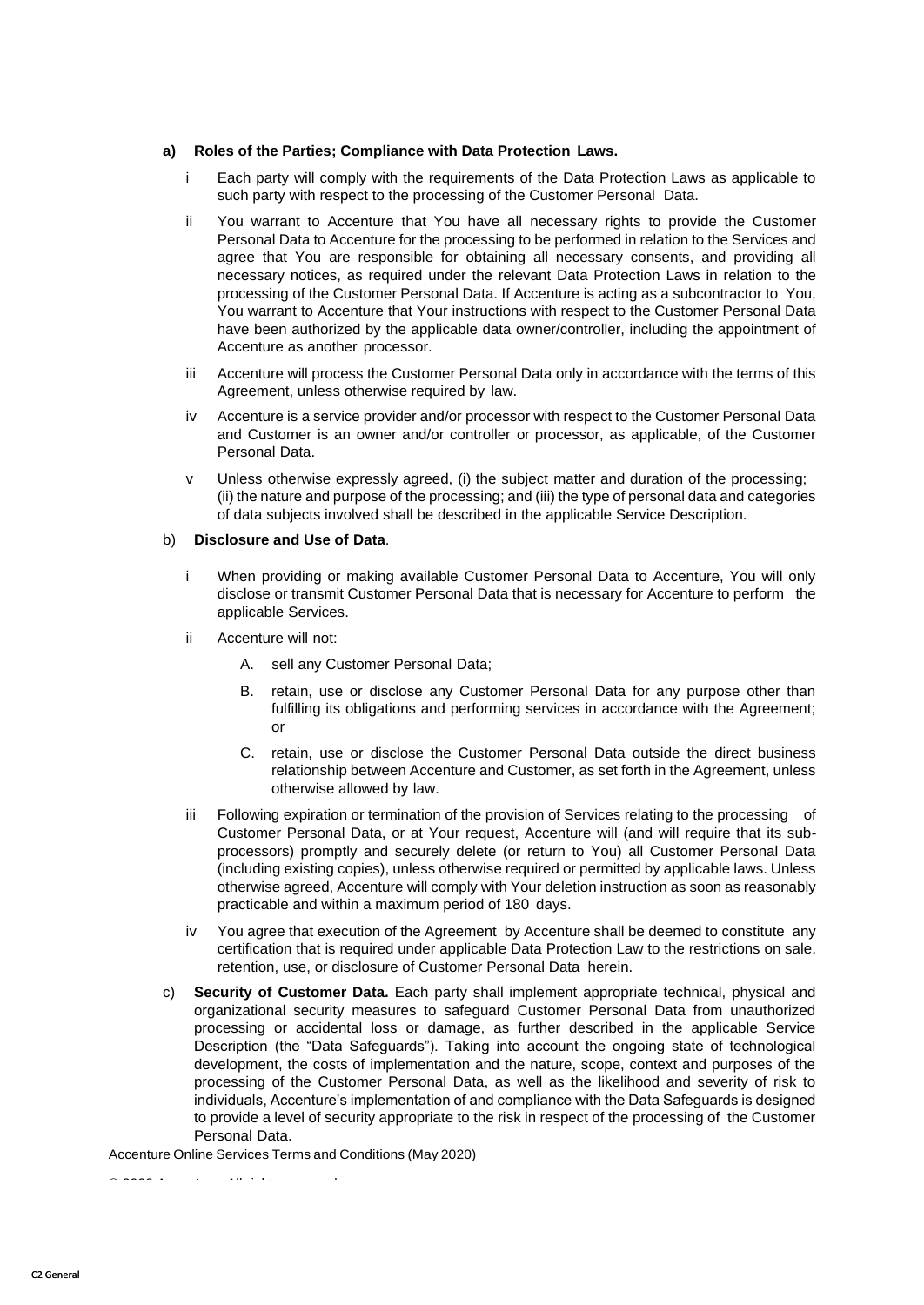**a) Roles of the Parties; Compliance with Data Protection Laws.**

i Each party will comply with the requirements of the Data Protection Laws as applicable to such party with respect to the processing of the Customer Personal Data.

ii You warrant to Accenture that You have all necessary rights to provide the Customer Personal Data to Accenture for the processing to be performed in relation to the Services and agree that You are responsible for obtaining all necessary consents, and providing all necessary notices, as required under the relevant Data Protection Laws in relation to the processing of the Customer Personal Data. If Accenture is acting as a subcontractor to You, You warrant to Accenture that Your instructions with respect to the Customer Personal Data have been authorized by the applicable data owner/controller, including the appointment of Accenture as another processor.

iii Accenture will process the Customer Personal Data only in accordance with the terms of this Agreement, unless otherwise required by law.

iv Accenture is a service provider and/or processor with respect to the Customer Personal Data and Customer is an owner and/or controller or processor, as applicable, of the Customer Personal Data.

v Unless otherwise expressly agreed, (i) the subject matter and duration of the processing; (ii) the nature and purpose of the processing; and (iii) the type of personal data and categories of data subjects involved shall be described in the applicable Service Description.

b) **Disclosure and Use of Data**.

i When providing or making available Customer Personal Data to Accenture, You will only disclose or transmit Customer Personal Data that is necessary for Accenture to perform the applicable Services.

ii Accenture will not:

A. sell any Customer Personal Data;

B. retain, use or disclose any Customer Personal Data for any purpose other than fulfilling its obligations and performing services in accordance with the Agreement; or

C. retain, use or disclose the Customer Personal Data outside the direct business relationship between Accenture and Customer, as set forth in the Agreement, unless otherwise allowed by law.

iii Following expiration or termination of the provision of Services relating to the processing of Customer Personal Data, or at Your request, Accenture will (and will require that its sub-processors) promptly and securely delete (or return to You) all Customer Personal Data (including existing copies), unless otherwise required or permitted by applicable laws. Unless otherwise agreed, Accenture will comply with Your deletion instruction as soon as reasonably practicable and within a maximum period of 180 days.

iv You agree that execution of the Agreement by Accenture shall be deemed to constitute any certification that is required under applicable Data Protection Law to the restrictions on sale, retention, use, or disclosure of Customer Personal Data herein.

c) **Security of Customer Data.** Each party shall implement appropriate technical, physical and organizational security measures to safeguard Customer Personal Data from unauthorized processing or accidental loss or damage, as further described in the applicable Service Description (the "Data Safeguards"). Taking into account the ongoing state of technological development, the costs of implementation and the nature, scope, context and purposes of the processing of the Customer Personal Data, as well as the likelihood and severity of risk to individuals, Accenture's implementation of and compliance with the Data Safeguards is designed to provide a level of security appropriate to the risk in respect of the processing of the Customer Personal Data.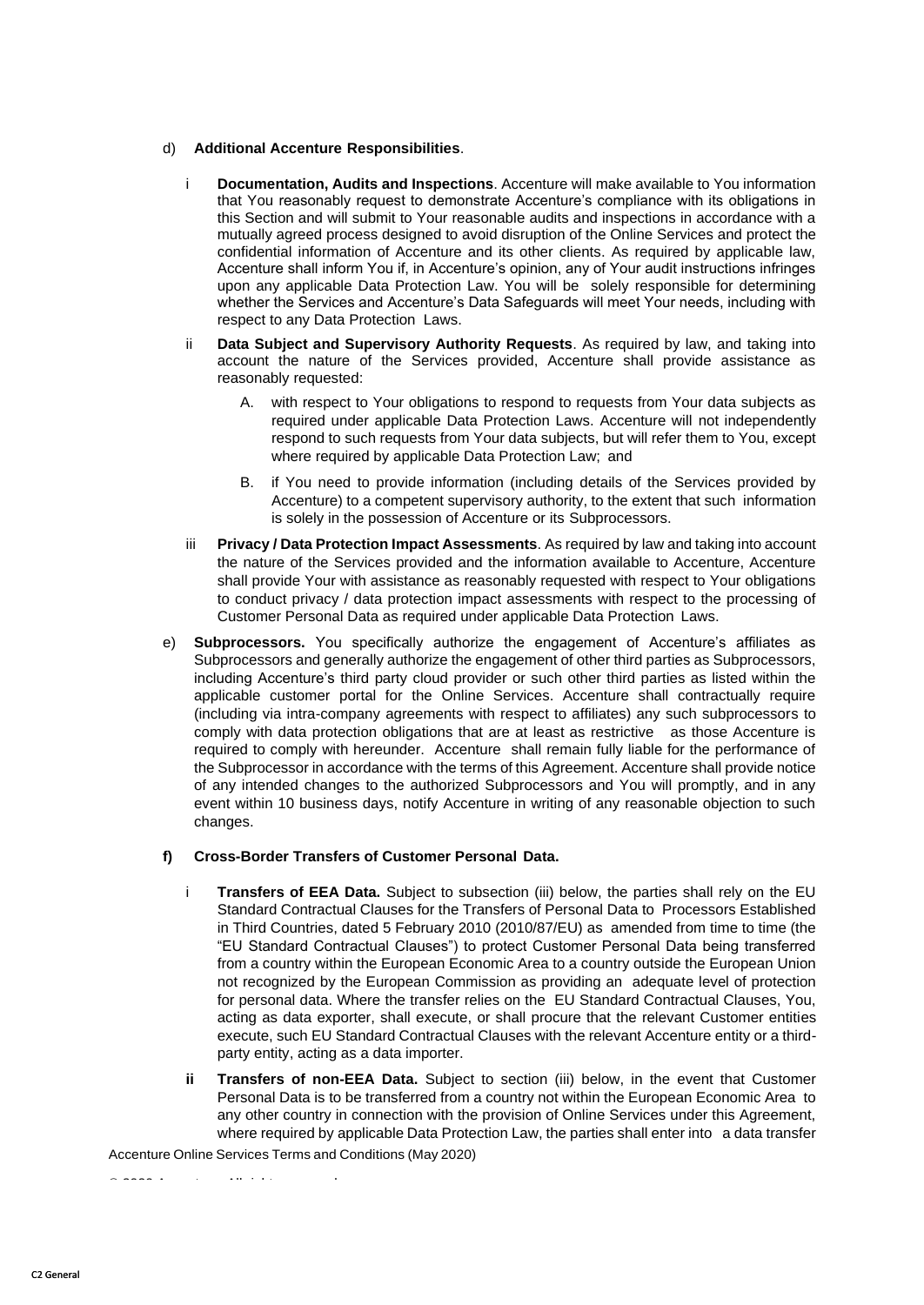d) **Additional Accenture Responsibilities**.

i **Documentation, Audits and Inspections**. Accenture will make available to You information that You reasonably request to demonstrate Accenture's compliance with its obligations in this Section and will submit to Your reasonable audits and inspections in accordance with a mutually agreed process designed to avoid disruption of the Online Services and protect the confidential information of Accenture and its other clients. As required by applicable law, Accenture shall inform You if, in Accenture's opinion, any of Your audit instructions infringes upon any applicable Data Protection Law. You will be solely responsible for determining whether the Services and Accenture's Data Safeguards will meet Your needs, including with respect to any Data Protection Laws.

ii **Data Subject and Supervisory Authority Requests**. As required by law, and taking into account the nature of the Services provided, Accenture shall provide assistance as reasonably requested:

A. with respect to Your obligations to respond to requests from Your data subjects as required under applicable Data Protection Laws. Accenture will not independently respond to such requests from Your data subjects, but will refer them to You, except where required by applicable Data Protection Law; and

B. if You need to provide information (including details of the Services provided by Accenture) to a competent supervisory authority, to the extent that such information is solely in the possession of Accenture or its Subprocessors.

iii **Privacy / Data Protection Impact Assessments**. As required by law and taking into account the nature of the Services provided and the information available to Accenture, Accenture shall provide Your with assistance as reasonably requested with respect to Your obligations to conduct privacy / data protection impact assessments with respect to the processing of Customer Personal Data as required under applicable Data Protection Laws.

e) **Subprocessors.** You specifically authorize the engagement of Accenture's affiliates as Subprocessors and generally authorize the engagement of other third parties as Subprocessors, including Accenture's third party cloud provider or such other third parties as listed within the applicable customer portal for the Online Services. Accenture shall contractually require (including via intra-company agreements with respect to affiliates) any such subprocessors to comply with data protection obligations that are at least as restrictive as those Accenture is required to comply with hereunder. Accenture shall remain fully liable for the performance of the Subprocessor in accordance with the terms of this Agreement. Accenture shall provide notice of any intended changes to the authorized Subprocessors and You will promptly, and in any event within 10 business days, notify Accenture in writing of any reasonable objection to such changes.

**f) Cross-Border Transfers of Customer Personal Data.**

i **Transfers of EEA Data.** Subject to subsection (iii) below, the parties shall rely on the EU Standard Contractual Clauses for the Transfers of Personal Data to Processors Established in Third Countries, dated 5 February 2010 (2010/87/EU) as amended from time to time (the "EU Standard Contractual Clauses") to protect Customer Personal Data being transferred from a country within the European Economic Area to a country outside the European Union not recognized by the European Commission as providing an adequate level of protection for personal data. Where the transfer relies on the EU Standard Contractual Clauses, You, acting as data exporter, shall execute, or shall procure that the relevant Customer entities execute, such EU Standard Contractual Clauses with the relevant Accenture entity or a third-party entity, acting as a data importer.

**ii** **Transfers of non-EEA Data.** Subject to section (iii) below, in the event that Customer Personal Data is to be transferred from a country not within the European Economic Area to any other country in connection with the provision of Online Services under this Agreement, where required by applicable Data Protection Law, the parties shall enter into a data transfer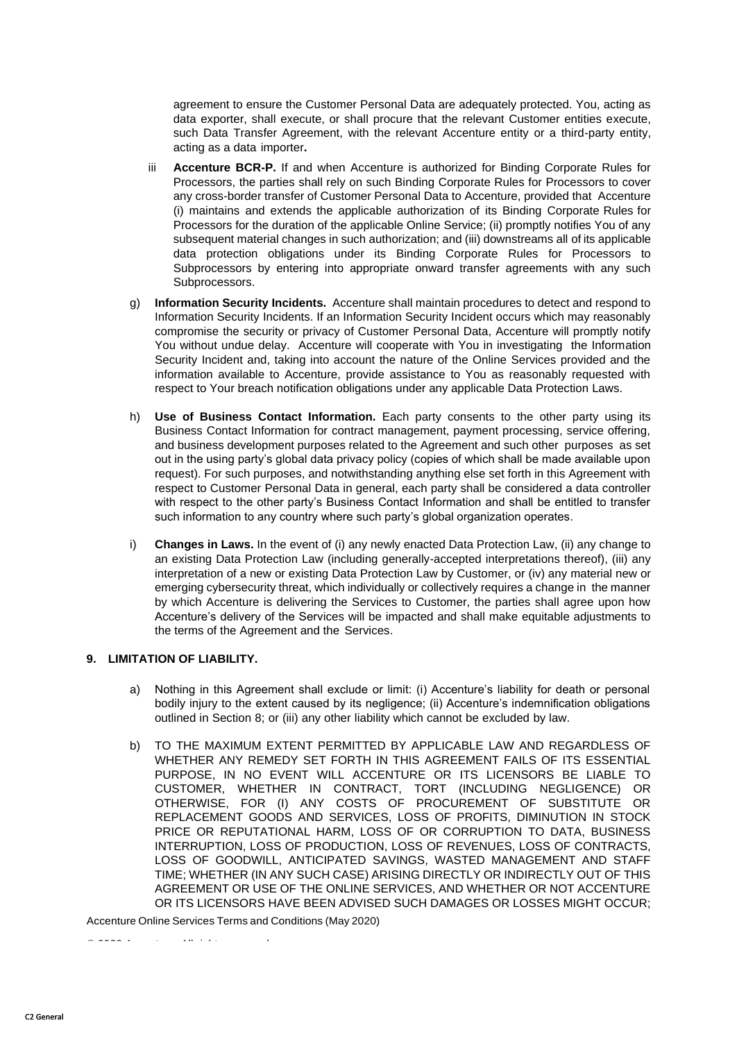agreement to ensure the Customer Personal Data are adequately protected. You, acting as data exporter, shall execute, or shall procure that the relevant Customer entities execute, such Data Transfer Agreement, with the relevant Accenture entity or a third-party entity, acting as a data importer**.**

iii **Accenture BCR-P.** If and when Accenture is authorized for Binding Corporate Rules for Processors, the parties shall rely on such Binding Corporate Rules for Processors to cover any cross-border transfer of Customer Personal Data to Accenture, provided that Accenture (i) maintains and extends the applicable authorization of its Binding Corporate Rules for Processors for the duration of the applicable Online Service; (ii) promptly notifies You of any subsequent material changes in such authorization; and (iii) downstreams all of its applicable data protection obligations under its Binding Corporate Rules for Processors to Subprocessors by entering into appropriate onward transfer agreements with any such Subprocessors.

g) **Information Security Incidents.** Accenture shall maintain procedures to detect and respond to Information Security Incidents. If an Information Security Incident occurs which may reasonably compromise the security or privacy of Customer Personal Data, Accenture will promptly notify You without undue delay. Accenture will cooperate with You in investigating the Information Security Incident and, taking into account the nature of the Online Services provided and the information available to Accenture, provide assistance to You as reasonably requested with respect to Your breach notification obligations under any applicable Data Protection Laws.

h) **Use of Business Contact Information.** Each party consents to the other party using its Business Contact Information for contract management, payment processing, service offering, and business development purposes related to the Agreement and such other purposes as set out in the using party's global data privacy policy (copies of which shall be made available upon request). For such purposes, and notwithstanding anything else set forth in this Agreement with respect to Customer Personal Data in general, each party shall be considered a data controller with respect to the other party's Business Contact Information and shall be entitled to transfer such information to any country where such party's global organization operates.

i) **Changes in Laws.** In the event of (i) any newly enacted Data Protection Law, (ii) any change to an existing Data Protection Law (including generally-accepted interpretations thereof), (iii) any interpretation of a new or existing Data Protection Law by Customer, or (iv) any material new or emerging cybersecurity threat, which individually or collectively requires a change in the manner by which Accenture is delivering the Services to Customer, the parties shall agree upon how Accenture's delivery of the Services will be impacted and shall make equitable adjustments to the terms of the Agreement and the Services.

### 9. LIMITATION OF LIABILITY.

a) Nothing in this Agreement shall exclude or limit: (i) Accenture's liability for death or personal bodily injury to the extent caused by its negligence; (ii) Accenture's indemnification obligations outlined in Section 8; or (iii) any other liability which cannot be excluded by law.

b) TO THE MAXIMUM EXTENT PERMITTED BY APPLICABLE LAW AND REGARDLESS OF WHETHER ANY REMEDY SET FORTH IN THIS AGREEMENT FAILS OF ITS ESSENTIAL PURPOSE, IN NO EVENT WILL ACCENTURE OR ITS LICENSORS BE LIABLE TO CUSTOMER, WHETHER IN CONTRACT, TORT (INCLUDING NEGLIGENCE) OR OTHERWISE, FOR (I) ANY COSTS OF PROCUREMENT OF SUBSTITUTE OR REPLACEMENT GOODS AND SERVICES, LOSS OF PROFITS, DIMINUTION IN STOCK PRICE OR REPUTATIONAL HARM, LOSS OF OR CORRUPTION TO DATA, BUSINESS INTERRUPTION, LOSS OF PRODUCTION, LOSS OF REVENUES, LOSS OF CONTRACTS, LOSS OF GOODWILL, ANTICIPATED SAVINGS, WASTED MANAGEMENT AND STAFF TIME; WHETHER (IN ANY SUCH CASE) ARISING DIRECTLY OR INDIRECTLY OUT OF THIS AGREEMENT OR USE OF THE ONLINE SERVICES, AND WHETHER OR NOT ACCENTURE OR ITS LICENSORS HAVE BEEN ADVISED SUCH DAMAGES OR LOSSES MIGHT OCCUR;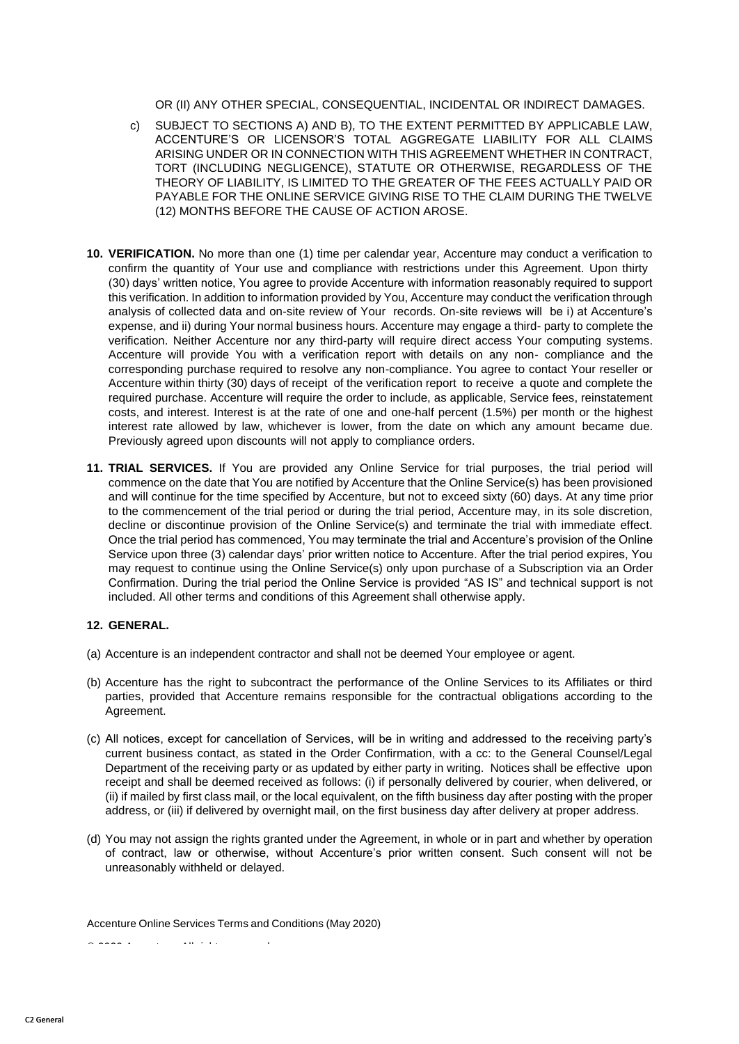OR (II) ANY OTHER SPECIAL, CONSEQUENTIAL, INCIDENTAL OR INDIRECT DAMAGES.

c) SUBJECT TO SECTIONS A) AND B), TO THE EXTENT PERMITTED BY APPLICABLE LAW, ACCENTURE'S OR LICENSOR'S TOTAL AGGREGATE LIABILITY FOR ALL CLAIMS ARISING UNDER OR IN CONNECTION WITH THIS AGREEMENT WHETHER IN CONTRACT, TORT (INCLUDING NEGLIGENCE), STATUTE OR OTHERWISE, REGARDLESS OF THE THEORY OF LIABILITY, IS LIMITED TO THE GREATER OF THE FEES ACTUALLY PAID OR PAYABLE FOR THE ONLINE SERVICE GIVING RISE TO THE CLAIM DURING THE TWELVE (12) MONTHS BEFORE THE CAUSE OF ACTION AROSE.

**10. VERIFICATION.** No more than one (1) time per calendar year, Accenture may conduct a verification to confirm the quantity of Your use and compliance with restrictions under this Agreement. Upon thirty (30) days' written notice, You agree to provide Accenture with information reasonably required to support this verification. In addition to information provided by You, Accenture may conduct the verification through analysis of collected data and on-site review of Your records. On-site reviews will be i) at Accenture's expense, and ii) during Your normal business hours. Accenture may engage a third- party to complete the verification. Neither Accenture nor any third-party will require direct access Your computing systems. Accenture will provide You with a verification report with details on any non- compliance and the corresponding purchase required to resolve any non-compliance. You agree to contact Your reseller or Accenture within thirty (30) days of receipt of the verification report to receive a quote and complete the required purchase. Accenture will require the order to include, as applicable, Service fees, reinstatement costs, and interest. Interest is at the rate of one and one-half percent (1.5%) per month or the highest interest rate allowed by law, whichever is lower, from the date on which any amount became due. Previously agreed upon discounts will not apply to compliance orders.

**11. TRIAL SERVICES.** If You are provided any Online Service for trial purposes, the trial period will commence on the date that You are notified by Accenture that the Online Service(s) has been provisioned and will continue for the time specified by Accenture, but not to exceed sixty (60) days. At any time prior to the commencement of the trial period or during the trial period, Accenture may, in its sole discretion, decline or discontinue provision of the Online Service(s) and terminate the trial with immediate effect. Once the trial period has commenced, You may terminate the trial and Accenture's provision of the Online Service upon three (3) calendar days' prior written notice to Accenture. After the trial period expires, You may request to continue using the Online Service(s) only upon purchase of a Subscription via an Order Confirmation. During the trial period the Online Service is provided "AS IS" and technical support is not included. All other terms and conditions of this Agreement shall otherwise apply.

**12. GENERAL.**

(a) Accenture is an independent contractor and shall not be deemed Your employee or agent.

(b) Accenture has the right to subcontract the performance of the Online Services to its Affiliates or third parties, provided that Accenture remains responsible for the contractual obligations according to the Agreement.

(c) All notices, except for cancellation of Services, will be in writing and addressed to the receiving party's current business contact, as stated in the Order Confirmation, with a cc: to the General Counsel/Legal Department of the receiving party or as updated by either party in writing. Notices shall be effective upon receipt and shall be deemed received as follows: (i) if personally delivered by courier, when delivered, or (ii) if mailed by first class mail, or the local equivalent, on the fifth business day after posting with the proper address, or (iii) if delivered by overnight mail, on the first business day after delivery at proper address.

(d) You may not assign the rights granted under the Agreement, in whole or in part and whether by operation of contract, law or otherwise, without Accenture's prior written consent. Such consent will not be unreasonably withheld or delayed.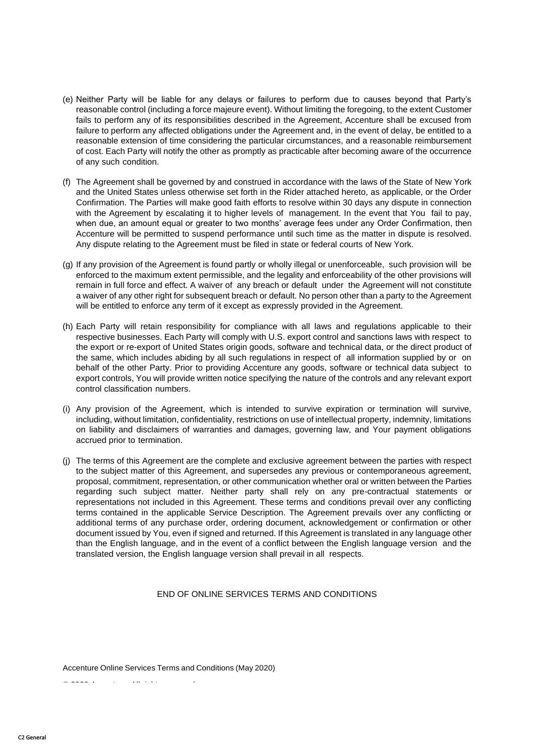(e) Neither Party will be liable for any delays or failures to perform due to causes beyond that Party's reasonable control (including a force majeure event). Without limiting the foregoing, to the extent Customer fails to perform any of its responsibilities described in the Agreement, Accenture shall be excused from failure to perform any affected obligations under the Agreement and, in the event of delay, be entitled to a reasonable extension of time considering the particular circumstances, and a reasonable reimbursement of cost. Each Party will notify the other as promptly as practicable after becoming aware of the occurrence of any such condition.

(f) The Agreement shall be governed by and construed in accordance with the laws of the State of New York and the United States unless otherwise set forth in the Rider attached hereto, as applicable, or the Order Confirmation. The Parties will make good faith efforts to resolve within 30 days any dispute in connection with the Agreement by escalating it to higher levels of management. In the event that You fail to pay, when due, an amount equal or greater to two months' average fees under any Order Confirmation, then Accenture will be permitted to suspend performance until such time as the matter in dispute is resolved. Any dispute relating to the Agreement must be filed in state or federal courts of New York.

(g) If any provision of the Agreement is found partly or wholly illegal or unenforceable, such provision will be enforced to the maximum extent permissible, and the legality and enforceability of the other provisions will remain in full force and effect. A waiver of any breach or default under the Agreement will not constitute a waiver of any other right for subsequent breach or default. No person other than a party to the Agreement will be entitled to enforce any term of it except as expressly provided in the Agreement.

(h) Each Party will retain responsibility for compliance with all laws and regulations applicable to their respective businesses. Each Party will comply with U.S. export control and sanctions laws with respect to the export or re-export of United States origin goods, software and technical data, or the direct product of the same, which includes abiding by all such regulations in respect of all information supplied by or on behalf of the other Party. Prior to providing Accenture any goods, software or technical data subject to export controls, You will provide written notice specifying the nature of the controls and any relevant export control classification numbers.

(i) Any provision of the Agreement, which is intended to survive expiration or termination will survive, including, without limitation, confidentiality, restrictions on use of intellectual property, indemnity, limitations on liability and disclaimers of warranties and damages, governing law, and Your payment obligations accrued prior to termination.

(j) The terms of this Agreement are the complete and exclusive agreement between the parties with respect to the subject matter of this Agreement, and supersedes any previous or contemporaneous agreement, proposal, commitment, representation, or other communication whether oral or written between the Parties regarding such subject matter. Neither party shall rely on any pre-contractual statements or representations not included in this Agreement. These terms and conditions prevail over any conflicting terms contained in the applicable Service Description. The Agreement prevails over any conflicting or additional terms of any purchase order, ordering document, acknowledgement or confirmation or other document issued by You, even if signed and returned. If this Agreement is translated in any language other than the English language, and in the event of a conflict between the English language version and the translated version, the English language version shall prevail in all respects.

END OF ONLINE SERVICES TERMS AND CONDITIONS

Accenture Online Services Terms and Conditions (May 2020)

© 2020 Accenture. All rights reserved.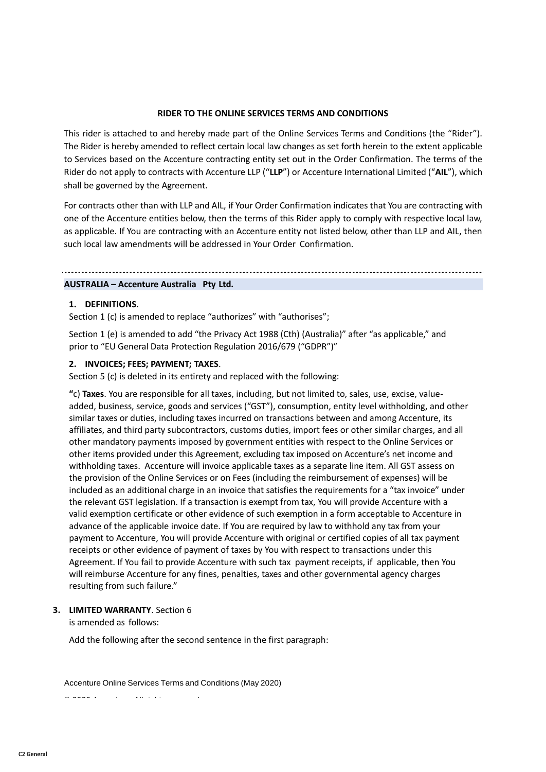**RIDER TO THE ONLINE SERVICES TERMS AND CONDITIONS**

This rider is attached to and hereby made part of the Online Services Terms and Conditions (the "Rider"). The Rider is hereby amended to reflect certain local law changes as set forth herein to the extent applicable to Services based on the Accenture contracting entity set out in the Order Confirmation. The terms of the Rider do not apply to contracts with Accenture LLP ("**LLP**") or Accenture International Limited ("**AIL**"), which shall be governed by the Agreement.

For contracts other than with LLP and AIL, if Your Order Confirmation indicates that You are contracting with one of the Accenture entities below, then the terms of this Rider apply to comply with respective local law, as applicable. If You are contracting with an Accenture entity not listed below, other than LLP and AIL, then such local law amendments will be addressed in Your Order Confirmation.

---

## AUSTRALIA – Accenture Australia Pty Ltd.

**1. DEFINITIONS**.
Section 1 (c) is amended to replace "authorizes" with "authorises";

Section 1 (e) is amended to add "the Privacy Act 1988 (Cth) (Australia)" after "as applicable," and prior to "EU General Data Protection Regulation 2016/679 ("GDPR")"

**2. INVOICES; FEES; PAYMENT; TAXES**.
Section 5 (c) is deleted in its entirety and replaced with the following:

"c) **Taxes**. You are responsible for all taxes, including, but not limited to, sales, use, excise, value-added, business, service, goods and services ("GST"), consumption, entity level withholding, and other similar taxes or duties, including taxes incurred on transactions between and among Accenture, its affiliates, and third party subcontractors, customs duties, import fees or other similar charges, and all other mandatory payments imposed by government entities with respect to the Online Services or other items provided under this Agreement, excluding tax imposed on Accenture's net income and withholding taxes. Accenture will invoice applicable taxes as a separate line item. All GST assess on the provision of the Online Services or on Fees (including the reimbursement of expenses) will be included as an additional charge in an invoice that satisfies the requirements for a "tax invoice" under the relevant GST legislation. If a transaction is exempt from tax, You will provide Accenture with a valid exemption certificate or other evidence of such exemption in a form acceptable to Accenture in advance of the applicable invoice date. If You are required by law to withhold any tax from your payment to Accenture, You will provide Accenture with original or certified copies of all tax payment receipts or other evidence of payment of taxes by You with respect to transactions under this Agreement. If You fail to provide Accenture with such tax payment receipts, if applicable, then You will reimburse Accenture for any fines, penalties, taxes and other governmental agency charges resulting from such failure."

**3. LIMITED WARRANTY**. Section 6 is amended as follows:

Add the following after the second sentence in the first paragraph: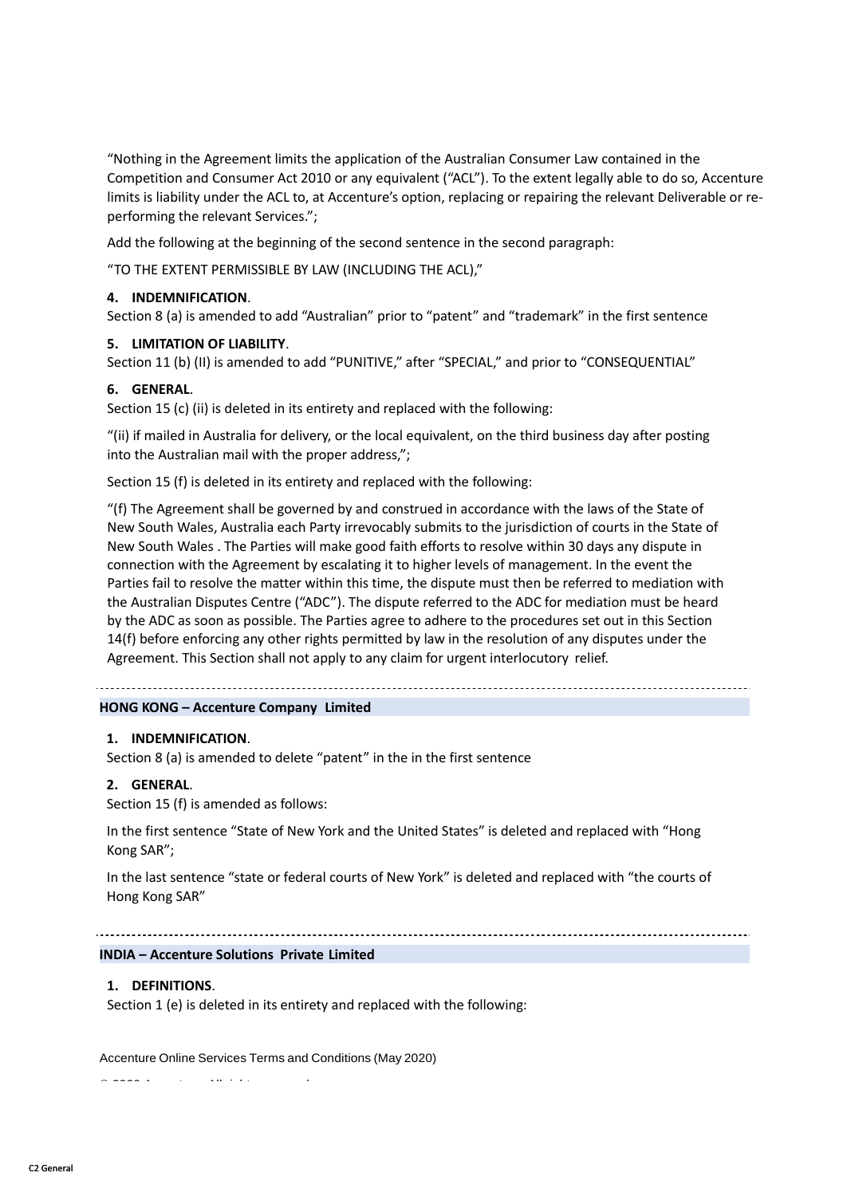"Nothing in the Agreement limits the application of the Australian Consumer Law contained in the Competition and Consumer Act 2010 or any equivalent ("ACL"). To the extent legally able to do so, Accenture limits is liability under the ACL to, at Accenture's option, replacing or repairing the relevant Deliverable or re-performing the relevant Services.";

Add the following at the beginning of the second sentence in the second paragraph:

"TO THE EXTENT PERMISSIBLE BY LAW (INCLUDING THE ACL),"

**4. INDEMNIFICATION**.
Section 8 (a) is amended to add "Australian" prior to "patent" and "trademark" in the first sentence

**5. LIMITATION OF LIABILITY**.
Section 11 (b) (II) is amended to add "PUNITIVE," after "SPECIAL," and prior to "CONSEQUENTIAL"

**6. GENERAL**.
Section 15 (c) (ii) is deleted in its entirety and replaced with the following:

"(ii) if mailed in Australia for delivery, or the local equivalent, on the third business day after posting into the Australian mail with the proper address,";

Section 15 (f) is deleted in its entirety and replaced with the following:

"(f) The Agreement shall be governed by and construed in accordance with the laws of the State of New South Wales, Australia each Party irrevocably submits to the jurisdiction of courts in the State of New South Wales . The Parties will make good faith efforts to resolve within 30 days any dispute in connection with the Agreement by escalating it to higher levels of management. In the event the Parties fail to resolve the matter within this time, the dispute must then be referred to mediation with the Australian Disputes Centre ("ADC"). The dispute referred to the ADC for mediation must be heard by the ADC as soon as possible. The Parties agree to adhere to the procedures set out in this Section 14(f) before enforcing any other rights permitted by law in the resolution of any disputes under the Agreement. This Section shall not apply to any claim for urgent interlocutory relief.

---

## HONG KONG – Accenture Company Limited

**1. INDEMNIFICATION**.
Section 8 (a) is amended to delete "patent" in the in the first sentence

**2. GENERAL**.
Section 15 (f) is amended as follows:

In the first sentence "State of New York and the United States" is deleted and replaced with "Hong Kong SAR";

In the last sentence "state or federal courts of New York" is deleted and replaced with "the courts of Hong Kong SAR"

---

## INDIA – Accenture Solutions Private Limited

**1. DEFINITIONS**.
Section 1 (e) is deleted in its entirety and replaced with the following: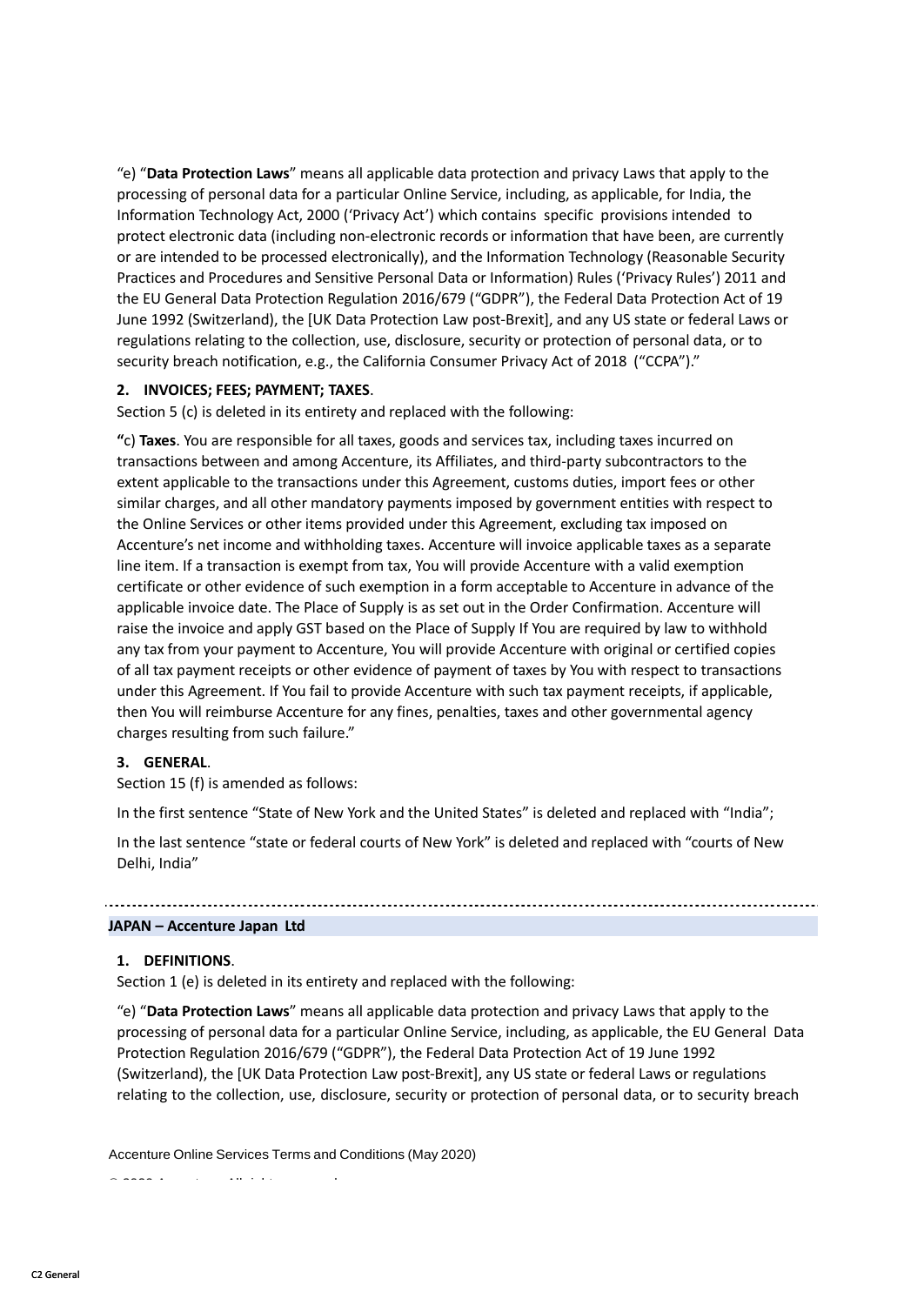"e) "**Data Protection Laws**" means all applicable data protection and privacy Laws that apply to the processing of personal data for a particular Online Service, including, as applicable, for India, the Information Technology Act, 2000 ('Privacy Act') which contains specific provisions intended to protect electronic data (including non-electronic records or information that have been, are currently or are intended to be processed electronically), and the Information Technology (Reasonable Security Practices and Procedures and Sensitive Personal Data or Information) Rules ('Privacy Rules') 2011 and the EU General Data Protection Regulation 2016/679 ("GDPR"), the Federal Data Protection Act of 19 June 1992 (Switzerland), the [UK Data Protection Law post-Brexit], and any US state or federal Laws or regulations relating to the collection, use, disclosure, security or protection of personal data, or to security breach notification, e.g., the California Consumer Privacy Act of 2018 ("CCPA")."

**2. INVOICES; FEES; PAYMENT; TAXES**.

Section 5 (c) is deleted in its entirety and replaced with the following:

**"**c) **Taxes**. You are responsible for all taxes, goods and services tax, including taxes incurred on transactions between and among Accenture, its Affiliates, and third-party subcontractors to the extent applicable to the transactions under this Agreement, customs duties, import fees or other similar charges, and all other mandatory payments imposed by government entities with respect to the Online Services or other items provided under this Agreement, excluding tax imposed on Accenture's net income and withholding taxes. Accenture will invoice applicable taxes as a separate line item. If a transaction is exempt from tax, You will provide Accenture with a valid exemption certificate or other evidence of such exemption in a form acceptable to Accenture in advance of the applicable invoice date. The Place of Supply is as set out in the Order Confirmation. Accenture will raise the invoice and apply GST based on the Place of Supply If You are required by law to withhold any tax from your payment to Accenture, You will provide Accenture with original or certified copies of all tax payment receipts or other evidence of payment of taxes by You with respect to transactions under this Agreement. If You fail to provide Accenture with such tax payment receipts, if applicable, then You will reimburse Accenture for any fines, penalties, taxes and other governmental agency charges resulting from such failure."

**3. GENERAL**.

Section 15 (f) is amended as follows:

In the first sentence "State of New York and the United States" is deleted and replaced with "India";

In the last sentence "state or federal courts of New York" is deleted and replaced with "courts of New Delhi, India"

---

**JAPAN – Accenture Japan Ltd**

**1. DEFINITIONS**.

Section 1 (e) is deleted in its entirety and replaced with the following:

"e) "**Data Protection Laws**" means all applicable data protection and privacy Laws that apply to the processing of personal data for a particular Online Service, including, as applicable, the EU General Data Protection Regulation 2016/679 ("GDPR"), the Federal Data Protection Act of 19 June 1992 (Switzerland), the [UK Data Protection Law post-Brexit], any US state or federal Laws or regulations relating to the collection, use, disclosure, security or protection of personal data, or to security breach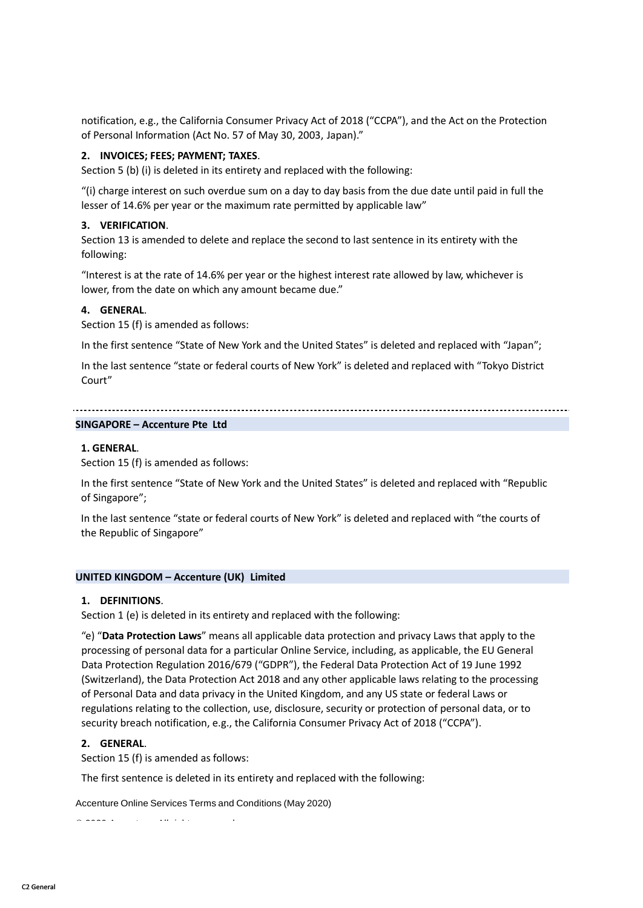notification, e.g., the California Consumer Privacy Act of 2018 ("CCPA"), and the Act on the Protection of Personal Information (Act No. 57 of May 30, 2003, Japan)."

**2. INVOICES; FEES; PAYMENT; TAXES**.
Section 5 (b) (i) is deleted in its entirety and replaced with the following:

"(i) charge interest on such overdue sum on a day to day basis from the due date until paid in full the lesser of 14.6% per year or the maximum rate permitted by applicable law"

**3. VERIFICATION**.
Section 13 is amended to delete and replace the second to last sentence in its entirety with the following:

"Interest is at the rate of 14.6% per year or the highest interest rate allowed by law, whichever is lower, from the date on which any amount became due."

**4. GENERAL**.
Section 15 (f) is amended as follows:

In the first sentence "State of New York and the United States" is deleted and replaced with "Japan";

In the last sentence "state or federal courts of New York" is deleted and replaced with "Tokyo District Court"

---

## SINGAPORE – Accenture Pte Ltd

**1. GENERAL**.
Section 15 (f) is amended as follows:

In the first sentence "State of New York and the United States" is deleted and replaced with "Republic of Singapore";

In the last sentence "state or federal courts of New York" is deleted and replaced with "the courts of the Republic of Singapore"

## UNITED KINGDOM – Accenture (UK) Limited

**1. DEFINITIONS**.
Section 1 (e) is deleted in its entirety and replaced with the following:

"e) "**Data Protection Laws**" means all applicable data protection and privacy Laws that apply to the processing of personal data for a particular Online Service, including, as applicable, the EU General Data Protection Regulation 2016/679 ("GDPR"), the Federal Data Protection Act of 19 June 1992 (Switzerland), the Data Protection Act 2018 and any other applicable laws relating to the processing of Personal Data and data privacy in the United Kingdom, and any US state or federal Laws or regulations relating to the collection, use, disclosure, security or protection of personal data, or to security breach notification, e.g., the California Consumer Privacy Act of 2018 ("CCPA").

**2. GENERAL**.
Section 15 (f) is amended as follows:

The first sentence is deleted in its entirety and replaced with the following: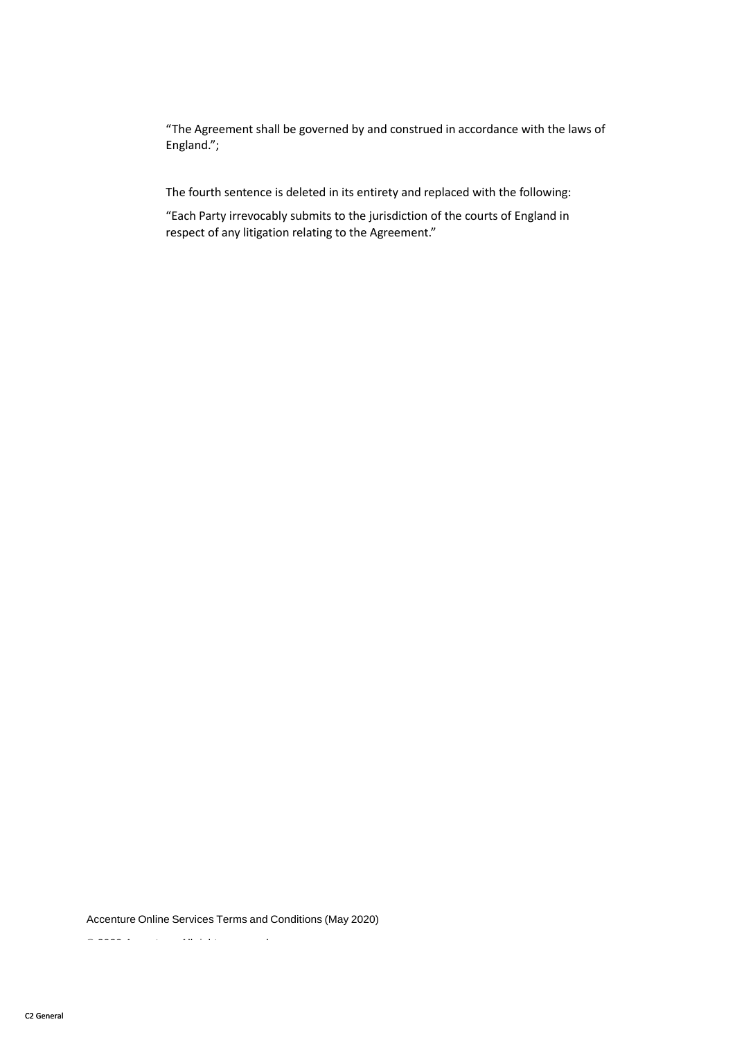"The Agreement shall be governed by and construed in accordance with the laws of England.";

The fourth sentence is deleted in its entirety and replaced with the following:

"Each Party irrevocably submits to the jurisdiction of the courts of England in respect of any litigation relating to the Agreement."